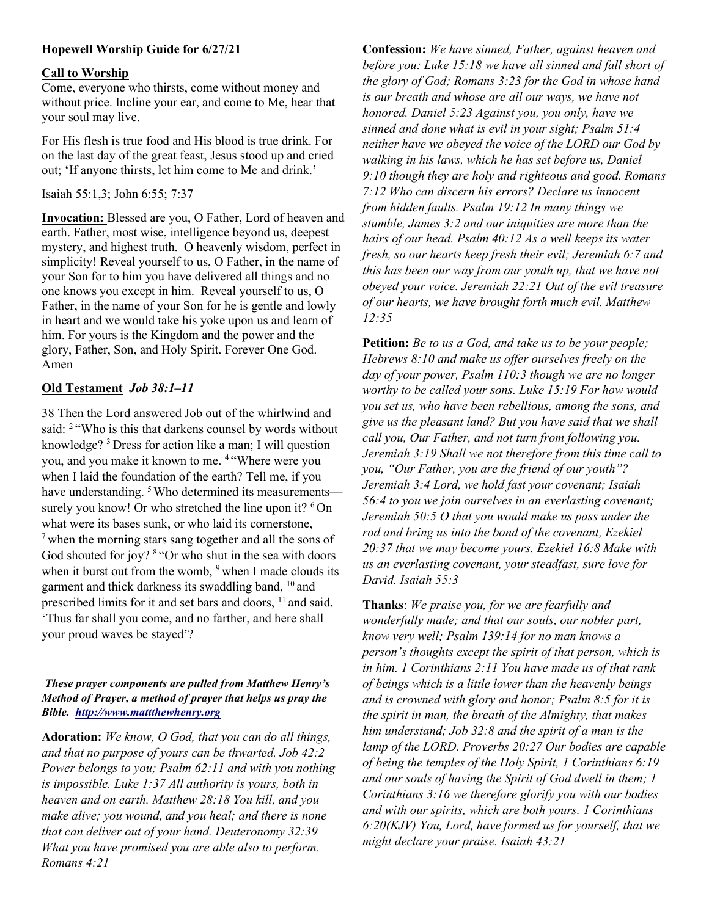**Hopewell Worship Guide for 6/27/21**

## Call to Worship

Come, everyone who thirsts, come without money and without price. Incline your ear, and come to Me, hear that your soul may live.

For His flesh is true food and His blood is true drink. For on the last day of the great feast, Jesus stood up and cried out; 'If anyone thirsts, let him come to Me and drink.'

Isaiah 55:1,3; John 6:55; 7:37

**Invocation:** Blessed are you, O Father, Lord of heaven and earth. Father, most wise, intelligence beyond us, deepest mystery, and highest truth. O heavenly wisdom, perfect in simplicity! Reveal yourself to us, O Father, in the name of your Son for to him you have delivered all things and no one knows you except in him. Reveal yourself to us, O Father, in the name of your Son for he is gentle and lowly in heart and we would take his yoke upon us and learn of him. For yours is the Kingdom and the power and the glory, Father, Son, and Holy Spirit. Forever One God. Amen

## Old Testament *Job 38:1–11*

38 Then the Lord answered Job out of the whirlwind and said: [2] "Who is this that darkens counsel by words without knowledge? [3] Dress for action like a man; I will question you, and you make it known to me. [4] "Where were you when I laid the foundation of the earth? Tell me, if you have understanding. [5] Who determined its measurements—surely you know! Or who stretched the line upon it? [6] On what were its bases sunk, or who laid its cornerstone, [7] when the morning stars sang together and all the sons of God shouted for joy? [8] "Or who shut in the sea with doors when it burst out from the womb, [9] when I made clouds its garment and thick darkness its swaddling band, [10] and prescribed limits for it and set bars and doors, [11] and said, 'Thus far shall you come, and no farther, and here shall your proud waves be stayed'?

***These prayer components are pulled from Matthew Henry's Method of Prayer, a method of prayer that helps us pray the Bible. http://www.mattthewhenry.org***

**Adoration:** *We know, O God, that you can do all things, and that no purpose of yours can be thwarted. Job 42:2 Power belongs to you; Psalm 62:11 and with you nothing is impossible. Luke 1:37 All authority is yours, both in heaven and on earth. Matthew 28:18 You kill, and you make alive; you wound, and you heal; and there is none that can deliver out of your hand. Deuteronomy 32:39 What you have promised you are able also to perform. Romans 4:21*

**Confession:** *We have sinned, Father, against heaven and before you: Luke 15:18 we have all sinned and fall short of the glory of God; Romans 3:23 for the God in whose hand is our breath and whose are all our ways, we have not honored. Daniel 5:23 Against you, you only, have we sinned and done what is evil in your sight; Psalm 51:4 neither have we obeyed the voice of the LORD our God by walking in his laws, which he has set before us, Daniel 9:10 though they are holy and righteous and good. Romans 7:12 Who can discern his errors? Declare us innocent from hidden faults. Psalm 19:12 In many things we stumble, James 3:2 and our iniquities are more than the hairs of our head. Psalm 40:12 As a well keeps its water fresh, so our hearts keep fresh their evil; Jeremiah 6:7 and this has been our way from our youth up, that we have not obeyed your voice. Jeremiah 22:21 Out of the evil treasure of our hearts, we have brought forth much evil. Matthew 12:35*

**Petition:** *Be to us a God, and take us to be your people; Hebrews 8:10 and make us offer ourselves freely on the day of your power, Psalm 110:3 though we are no longer worthy to be called your sons. Luke 15:19 For how would you set us, who have been rebellious, among the sons, and give us the pleasant land? But you have said that we shall call you, Our Father, and not turn from following you. Jeremiah 3:19 Shall we not therefore from this time call to you, "Our Father, you are the friend of our youth"? Jeremiah 3:4 Lord, we hold fast your covenant; Isaiah 56:4 to you we join ourselves in an everlasting covenant; Jeremiah 50:5 O that you would make us pass under the rod and bring us into the bond of the covenant, Ezekiel 20:37 that we may become yours. Ezekiel 16:8 Make with us an everlasting covenant, your steadfast, sure love for David. Isaiah 55:3*

**Thanks**: *We praise you, for we are fearfully and wonderfully made; and that our souls, our nobler part, know very well; Psalm 139:14 for no man knows a person's thoughts except the spirit of that person, which is in him. 1 Corinthians 2:11 You have made us of that rank of beings which is a little lower than the heavenly beings and is crowned with glory and honor; Psalm 8:5 for it is the spirit in man, the breath of the Almighty, that makes him understand; Job 32:8 and the spirit of a man is the lamp of the LORD. Proverbs 20:27 Our bodies are capable of being the temples of the Holy Spirit, 1 Corinthians 6:19 and our souls of having the Spirit of God dwell in them; 1 Corinthians 3:16 we therefore glorify you with our bodies and with our spirits, which are both yours. 1 Corinthians 6:20(KJV) You, Lord, have formed us for yourself, that we might declare your praise. Isaiah 43:21*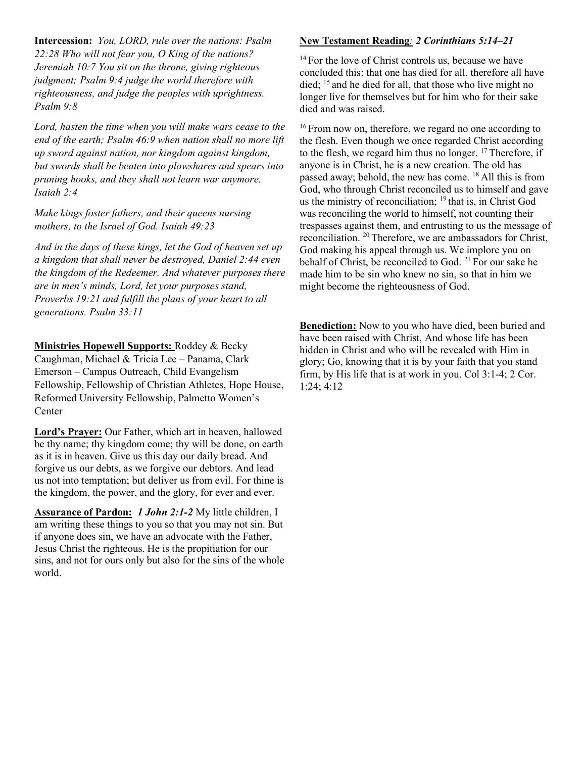**Intercession:** *You, LORD, rule over the nations: Psalm 22:28 Who will not fear you, O King of the nations? Jeremiah 10:7 You sit on the throne, giving righteous judgment; Psalm 9:4 judge the world therefore with righteousness, and judge the peoples with uprightness. Psalm 9:8*

*Lord, hasten the time when you will make wars cease to the end of the earth; Psalm 46:9 when nation shall no more lift up sword against nation, nor kingdom against kingdom, but swords shall be beaten into plowshares and spears into pruning hooks, and they shall not learn war anymore. Isaiah 2:4*

*Make kings foster fathers, and their queens nursing mothers, to the Israel of God. Isaiah 49:23*

*And in the days of these kings, let the God of heaven set up a kingdom that shall never be destroyed, Daniel 2:44 even the kingdom of the Redeemer. And whatever purposes there are in men's minds, Lord, let your purposes stand, Proverbs 19:21 and fulfill the plans of your heart to all generations. Psalm 33:11*

**Ministries Hopewell Supports:** Roddey & Becky Caughman, Michael & Tricia Lee – Panama, Clark Emerson – Campus Outreach, Child Evangelism Fellowship, Fellowship of Christian Athletes, Hope House, Reformed University Fellowship, Palmetto Women's Center

**Lord's Prayer:** Our Father, which art in heaven, hallowed be thy name; thy kingdom come; thy will be done, on earth as it is in heaven. Give us this day our daily bread. And forgive us our debts, as we forgive our debtors. And lead us not into temptation; but deliver us from evil. For thine is the kingdom, the power, and the glory, for ever and ever.

**Assurance of Pardon:** ***1 John 2:1-2*** My little children, I am writing these things to you so that you may not sin. But if anyone does sin, we have an advocate with the Father, Jesus Christ the righteous. He is the propitiation for our sins, and not for ours only but also for the sins of the whole world.

**New Testament Reading**: ***2 Corinthians 5:14–21***

[14] For the love of Christ controls us, because we have concluded this: that one has died for all, therefore all have died; [15] and he died for all, that those who live might no longer live for themselves but for him who for their sake died and was raised.

[16] From now on, therefore, we regard no one according to the flesh. Even though we once regarded Christ according to the flesh, we regard him thus no longer. [17] Therefore, if anyone is in Christ, he is a new creation. The old has passed away; behold, the new has come. [18] All this is from God, who through Christ reconciled us to himself and gave us the ministry of reconciliation; [19] that is, in Christ God was reconciling the world to himself, not counting their trespasses against them, and entrusting to us the message of reconciliation. [20] Therefore, we are ambassadors for Christ, God making his appeal through us. We implore you on behalf of Christ, be reconciled to God. [21] For our sake he made him to be sin who knew no sin, so that in him we might become the righteousness of God.

**Benediction:** Now to you who have died, been buried and have been raised with Christ, And whose life has been hidden in Christ and who will be revealed with Him in glory; Go, knowing that it is by your faith that you stand firm, by His life that is at work in you. Col 3:1-4; 2 Cor. 1:24; 4:12